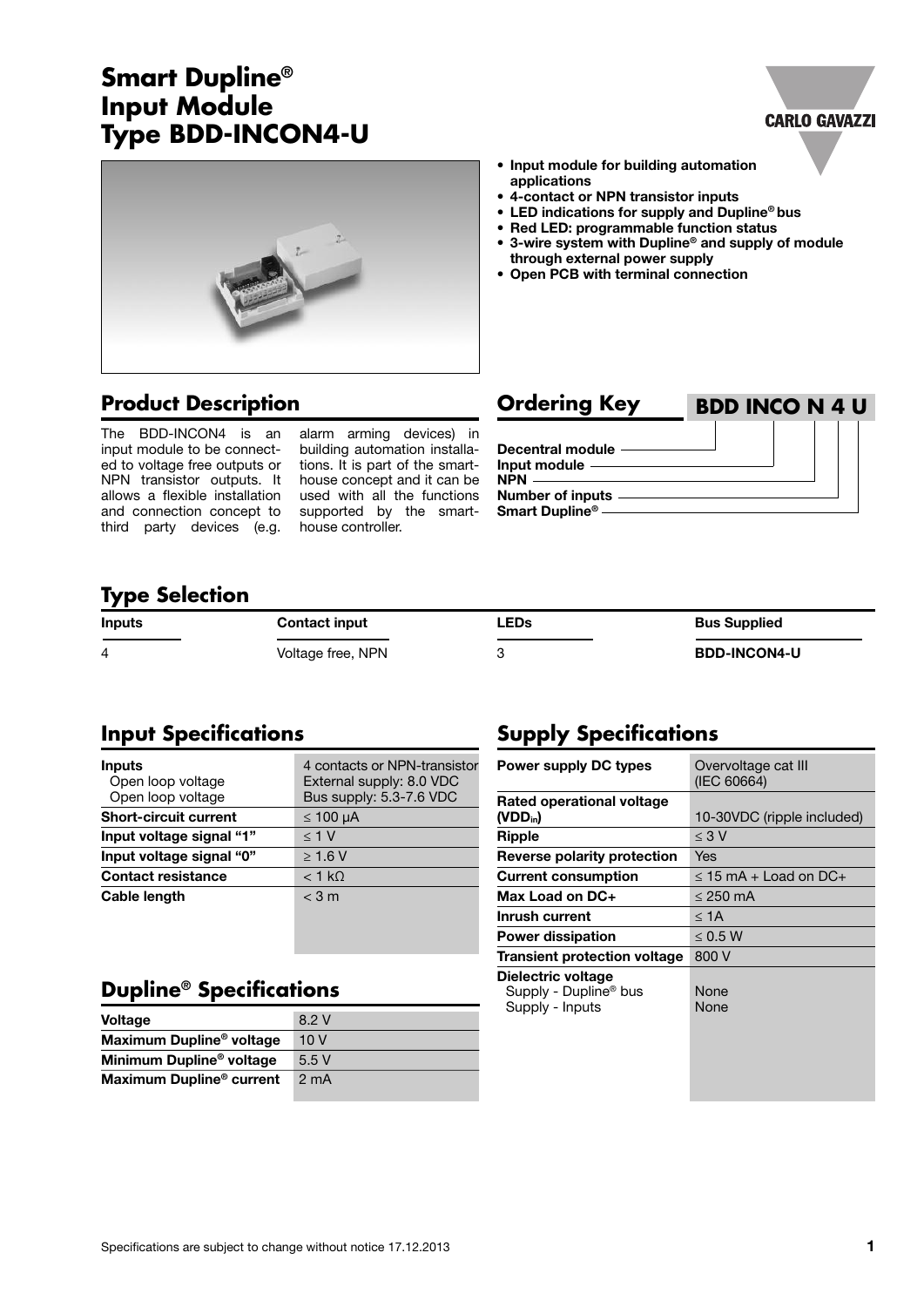# Smart Dupline®
# Input Module
# Type BDD-INCON4-U

- Input module for building automation applications
- 4-contact or NPN transistor inputs
- LED indications for supply and Dupline® bus
- Red LED: programmable function status
- 3-wire system with Dupline® and supply of module through external power supply
- Open PCB with terminal connection

## Product Description

The BDD-INCON4 is an input module to be connected to voltage free outputs or NPN transistor outputs. It allows a flexible installation and connection concept to third party devices (e.g. alarm arming devices) in building automation installations. It is part of the smart-house concept and it can be used with all the functions supported by the smart-house controller.

## Ordering Key

**BDD INCO N 4 U**

- Decentral module
- Input module
- NPN
- Number of inputs
- Smart Dupline®

## Type Selection

| Inputs | Contact input | LEDs | Bus Supplied |
|---|---|---|---|
| 4 | Voltage free, NPN | 3 | **BDD-INCON4-U** |

## Input Specifications

| | |
|---|---|
| **Inputs** | 4 contacts or NPN-transistor |
| Open loop voltage | External supply: 8.0 VDC |
| Open loop voltage | Bus supply: 5.3-7.6 VDC |
| **Short-circuit current** | ≤ 100 μA |
| **Input voltage signal "1"** | ≤ 1 V |
| **Input voltage signal "0"** | ≥ 1.6 V |
| **Contact resistance** | < 1 kΩ |
| **Cable length** | < 3 m |

## Dupline® Specifications

| | |
|---|---|
| **Voltage** | 8.2 V |
| **Maximum Dupline® voltage** | 10 V |
| **Minimum Dupline® voltage** | 5.5 V |
| **Maximum Dupline® current** | 2 mA |

## Supply Specifications

| | |
|---|---|
| **Power supply DC types** | Overvoltage cat III (IEC 60664) |
| **Rated operational voltage ($VDD_{in}$)** | 10-30VDC (ripple included) |
| **Ripple** | ≤ 3 V |
| **Reverse polarity protection** | Yes |
| **Current consumption** | ≤ 15 mA + Load on DC+ |
| **Max Load on DC+** | ≤ 250 mA |
| **Inrush current** | ≤ 1A |
| **Power dissipation** | ≤ 0.5 W |
| **Transient protection voltage** | 800 V |
| **Dielectric voltage** | |
| Supply - Dupline® bus | None |
| Supply - Inputs | None |

Specifications are subject to change without notice 17.12.2013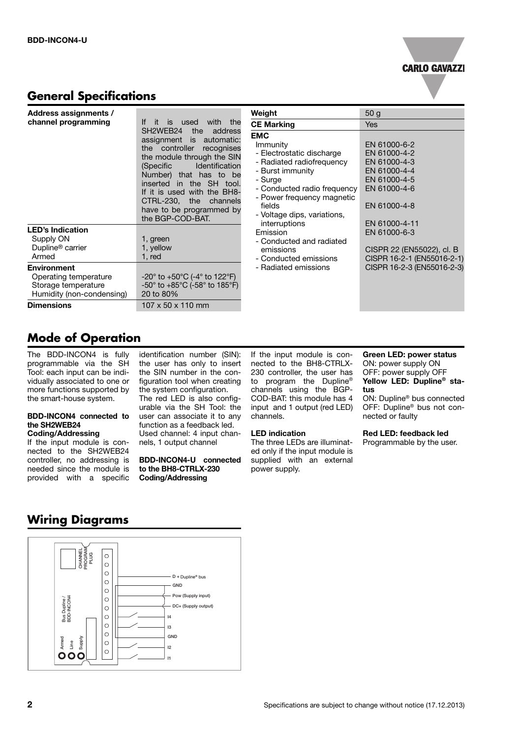## General Specifications

| | |
|---|---|
| **Address assignments / channel programming** | If it is used with the SH2WEB24 the address assignment is automatic: the controller recognises the module through the SIN (Specific Identification Number) that has to be inserted in the SH tool. If it is used with the BH8-CTRL-230, the channels have to be programmed by the BGP-COD-BAT. |
| **LED's Indication** | |
| Supply ON | 1, green |
| Dupline® carrier | 1, yellow |
| Armed | 1, red |
| **Environment** | |
| Operating temperature | -20° to +50°C (-4° to 122°F) |
| Storage temperature | -50° to +85°C (-58° to 185°F) |
| Humidity (non-condensing) | 20 to 80% |
| **Dimensions** | 107 x 50 x 110 mm |

| | |
|---|---|
| **Weight** | 50 g |
| **CE Marking** | Yes |
| **EMC** | |
| Immunity | EN 61000-6-2 |
| - Electrostatic discharge | EN 61000-4-2 |
| - Radiated radiofrequency | EN 61000-4-3 |
| - Burst immunity | EN 61000-4-4 |
| - Surge | EN 61000-4-5 |
| - Conducted radio frequency | EN 61000-4-6 |
| - Power frequency magnetic fields | EN 61000-4-8 |
| - Voltage dips, variations, interruptions | EN 61000-4-11 |
| Emission | EN 61000-6-3 |
| - Conducted and radiated emissions | CISPR 22 (EN55022), cl. B |
| - Conducted emissions | CISPR 16-2-1 (EN55016-2-1) |
| - Radiated emissions | CISPR 16-2-3 (EN55016-2-3) |

## Mode of Operation

The BDD-INCON4 is fully programmable via the SH Tool: each input can be individually associated to one or more functions supported by the smart-house system.

**BDD-INCON4 connected to the SH2WEB24**
**Coding/Addressing**
If the input module is connected to the SH2WEB24 controller, no addressing is needed since the module is provided with a specific identification number (SIN): the user has only to insert the SIN number in the configuration tool when creating the system configuration.
The red LED is also configurable via the SH Tool: the user can associate it to any function as a feedback led.
Used channel: 4 input channels, 1 output channel

**BDD-INCON4-U connected to the BH8-CTRLX-230**
**Coding/Addressing**
If the input module is connected to the BH8-CTRLX-230 controller, the user has to program the Dupline® channels using the BGP-COD-BAT: this module has 4 input and 1 output (red LED) channels.

**LED indication**
The three LEDs are illuminated only if the input module is supplied with an external power supply.

**Green LED: power status**
ON: power supply ON
OFF: power supply OFF
**Yellow LED: Dupline® status**
ON: Dupline® bus connected
OFF: Dupline® bus not connected or faulty

**Red LED: feedback led**
Programmable by the user.

## Wiring Diagrams

CHANNEL PROGRAM PLUG
Bus Dupline / BDD-INCON4
Armed
Line
Supply
D + Dupline® bus
GND
Pow (Supply input)
DC+ (Supply output)
I4
I3
GND
I2
I1